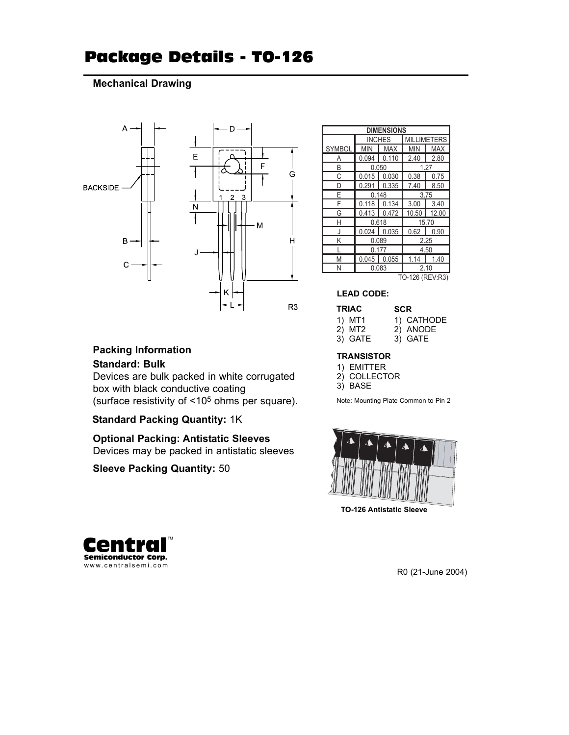# Package Details - TO-126

## Mechanical Drawing

| DIMENSIONS | | | | |
|---|---|---|---|---|
| | INCHES | | MILLIMETERS | |
| SYMBOL | MIN | MAX | MIN | MAX |
| A | 0.094 | 0.110 | 2.40 | 2.80 |
| B | 0.050 | | 1.27 | |
| C | 0.015 | 0.030 | 0.38 | 0.75 |
| D | 0.291 | 0.335 | 7.40 | 8.50 |
| E | 0.148 | | 3.75 | |
| F | 0.118 | 0.134 | 3.00 | 3.40 |
| G | 0.413 | 0.472 | 10.50 | 12.00 |
| H | 0.618 | | 15.70 | |
| J | 0.024 | 0.035 | 0.62 | 0.90 |
| K | 0.089 | | 2.25 | |
| L | 0.177 | | 4.50 | |
| M | 0.045 | 0.055 | 1.14 | 1.40 |
| N | 0.083 | | 2.10 | |

TO-126 (REV:R3)

R3

**LEAD CODE:**

**TRIAC**
1) MT1
2) MT2
3) GATE

**SCR**
1) CATHODE
2) ANODE
3) GATE

**TRANSISTOR**
1) EMITTER
2) COLLECTOR
3) BASE

Note: Mounting Plate Common to Pin 2

## Packing Information

**Standard: Bulk**

Devices are bulk packed in white corrugated box with black conductive coating (surface resistivity of <$10^5$ ohms per square).

**Standard Packing Quantity:** 1K

**Optional Packing: Antistatic Sleeves**

Devices may be packed in antistatic sleeves

**Sleeve Packing Quantity:** 50

**TO-126 Antistatic Sleeve**

**Central** Semiconductor Corp.
www.centralsemi.com

R0 (21-June 2004)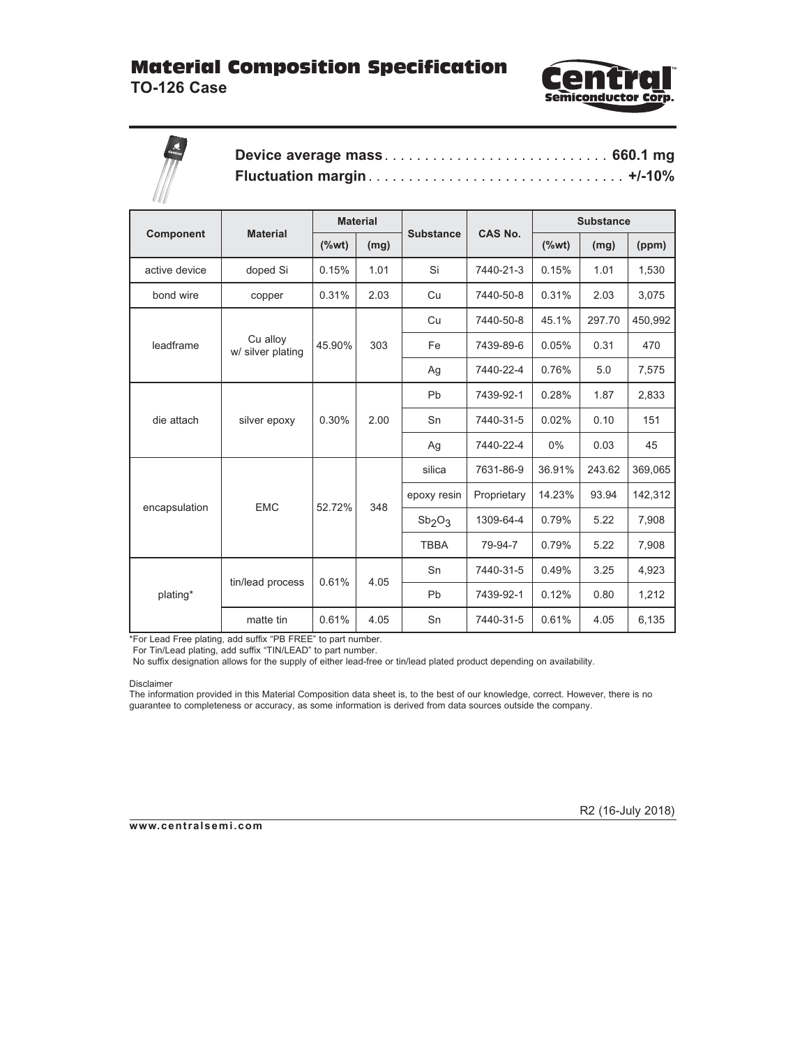# Material Composition Specification

**TO-126 Case**

**Device average mass** . . . . . . . . . . . . . . . . . . . . . . . . . . . **660.1 mg**
**Fluctuation margin** . . . . . . . . . . . . . . . . . . . . . . . . . . . . . . **+/-10%**

| Component | Material | Material | | Substance | CAS No. | Substance | | |
|---|---|---|---|---|---|---|---|---|
| | | (%wt) | (mg) | | | (%wt) | (mg) | (ppm) |
| active device | doped Si | 0.15% | 1.01 | Si | 7440-21-3 | 0.15% | 1.01 | 1,530 |
| bond wire | copper | 0.31% | 2.03 | Cu | 7440-50-8 | 0.31% | 2.03 | 3,075 |
| leadframe | Cu alloy w/ silver plating | 45.90% | 303 | Cu | 7440-50-8 | 45.1% | 297.70 | 450,992 |
| | | | | Fe | 7439-89-6 | 0.05% | 0.31 | 470 |
| | | | | Ag | 7440-22-4 | 0.76% | 5.0 | 7,575 |
| die attach | silver epoxy | 0.30% | 2.00 | Pb | 7439-92-1 | 0.28% | 1.87 | 2,833 |
| | | | | Sn | 7440-31-5 | 0.02% | 0.10 | 151 |
| | | | | Ag | 7440-22-4 | 0% | 0.03 | 45 |
| encapsulation | EMC | 52.72% | 348 | silica | 7631-86-9 | 36.91% | 243.62 | 369,065 |
| | | | | epoxy resin | Proprietary | 14.23% | 93.94 | 142,312 |
| | | | | $Sb_2O_3$ | 1309-64-4 | 0.79% | 5.22 | 7,908 |
| | | | | TBBA | 79-94-7 | 0.79% | 5.22 | 7,908 |
| plating* | tin/lead process | 0.61% | 4.05 | Sn | 7440-31-5 | 0.49% | 3.25 | 4,923 |
| | | | | Pb | 7439-92-1 | 0.12% | 0.80 | 1,212 |
| | matte tin | 0.61% | 4.05 | Sn | 7440-31-5 | 0.61% | 4.05 | 6,135 |

*For Lead Free plating, add suffix "PB FREE" to part number.
For Tin/Lead plating, add suffix "TIN/LEAD" to part number.
No suffix designation allows for the supply of either lead-free or tin/lead plated product depending on availability.

Disclaimer

The information provided in this Material Composition data sheet is, to the best of our knowledge, correct. However, there is no guarantee to completeness or accuracy, as some information is derived from data sources outside the company.

R2 (16-July 2018)

www.centralsemi.com